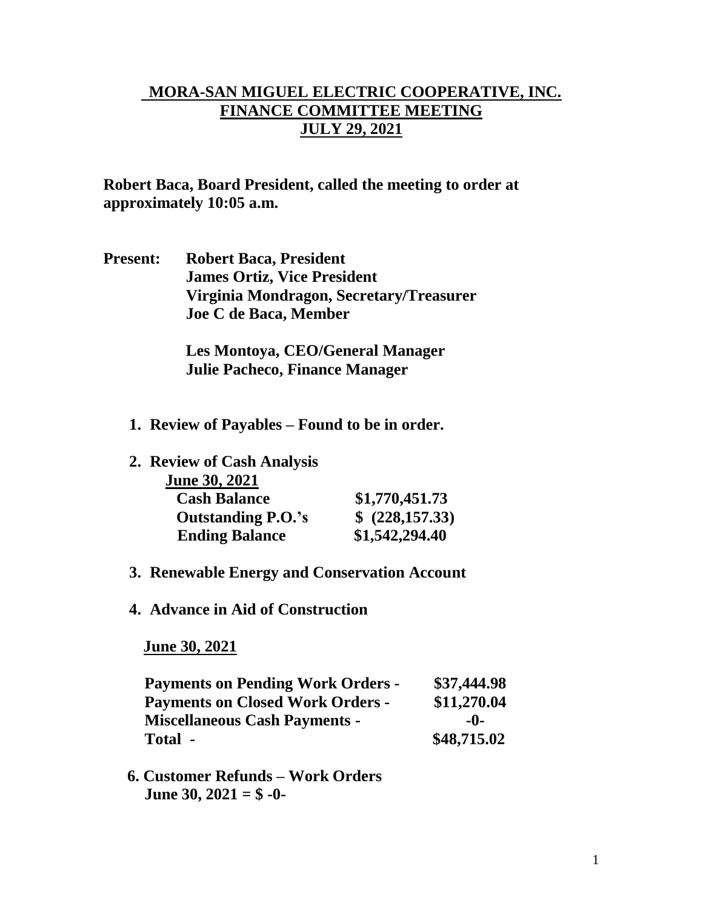# MORA-SAN MIGUEL ELECTRIC COOPERATIVE, INC.
## FINANCE COMMITTEE MEETING
## JULY 29, 2021

**Robert Baca, Board President, called the meeting to order at approximately 10:05 a.m.**

**Present:** **Robert Baca, President**
**James Ortiz, Vice President**
**Virginia Mondragon, Secretary/Treasurer**
**Joe C de Baca, Member**

**Les Montoya, CEO/General Manager**
**Julie Pacheco, Finance Manager**

1. **Review of Payables – Found to be in order.**

2. **Review of Cash Analysis**

   **June 30, 2021**

   | | |
   |---|---|
   | **Cash Balance** | **$1,770,451.73** |
   | **Outstanding P.O.'s** | **$ (228,157.33)** |
   | **Ending Balance** | **$1,542,294.40** |

3. **Renewable Energy and Conservation Account**

4. **Advance in Aid of Construction**

   **June 30, 2021**

   | | |
   |---|---|
   | **Payments on Pending Work Orders -** | **$37,444.98** |
   | **Payments on Closed Work Orders -** | **$11,270.04** |
   | **Miscellaneous Cash Payments -** | **-0-** |
   | **Total -** | **$48,715.02** |

6. **Customer Refunds – Work Orders**
   **June 30, 2021 = $ -0-**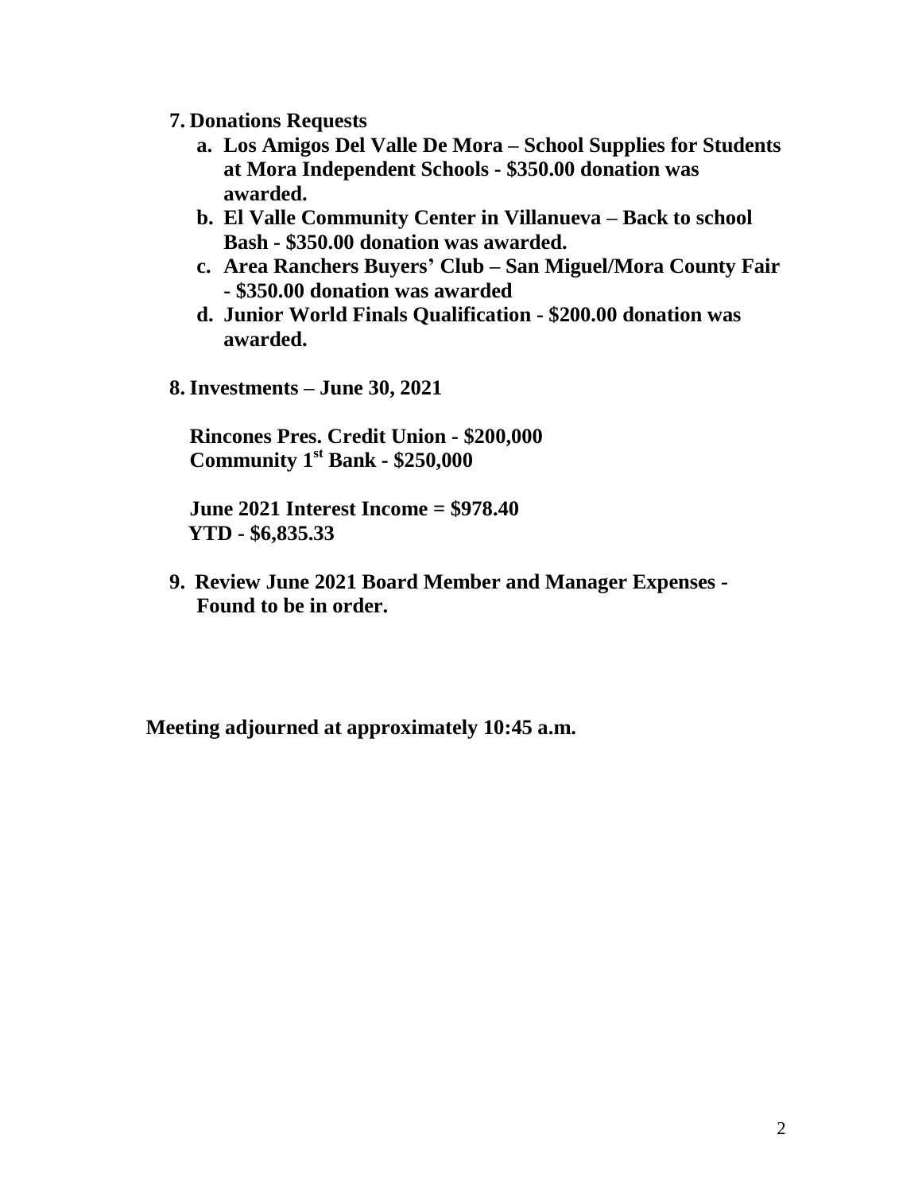**7. Donations Requests**

  **a. Los Amigos Del Valle De Mora – School Supplies for Students at Mora Independent Schools - $350.00 donation was awarded.**

  **b. El Valle Community Center in Villanueva – Back to school Bash - $350.00 donation was awarded.**

  **c. Area Ranchers Buyers' Club – San Miguel/Mora County Fair - $350.00 donation was awarded**

  **d. Junior World Finals Qualification - $200.00 donation was awarded.**

**8. Investments – June 30, 2021**

**Rincones Pres. Credit Union - $200,000**
**Community 1st Bank - $250,000**

**June 2021 Interest Income = $978.40**
**YTD - $6,835.33**

**9. Review June 2021 Board Member and Manager Expenses - Found to be in order.**

**Meeting adjourned at approximately 10:45 a.m.**